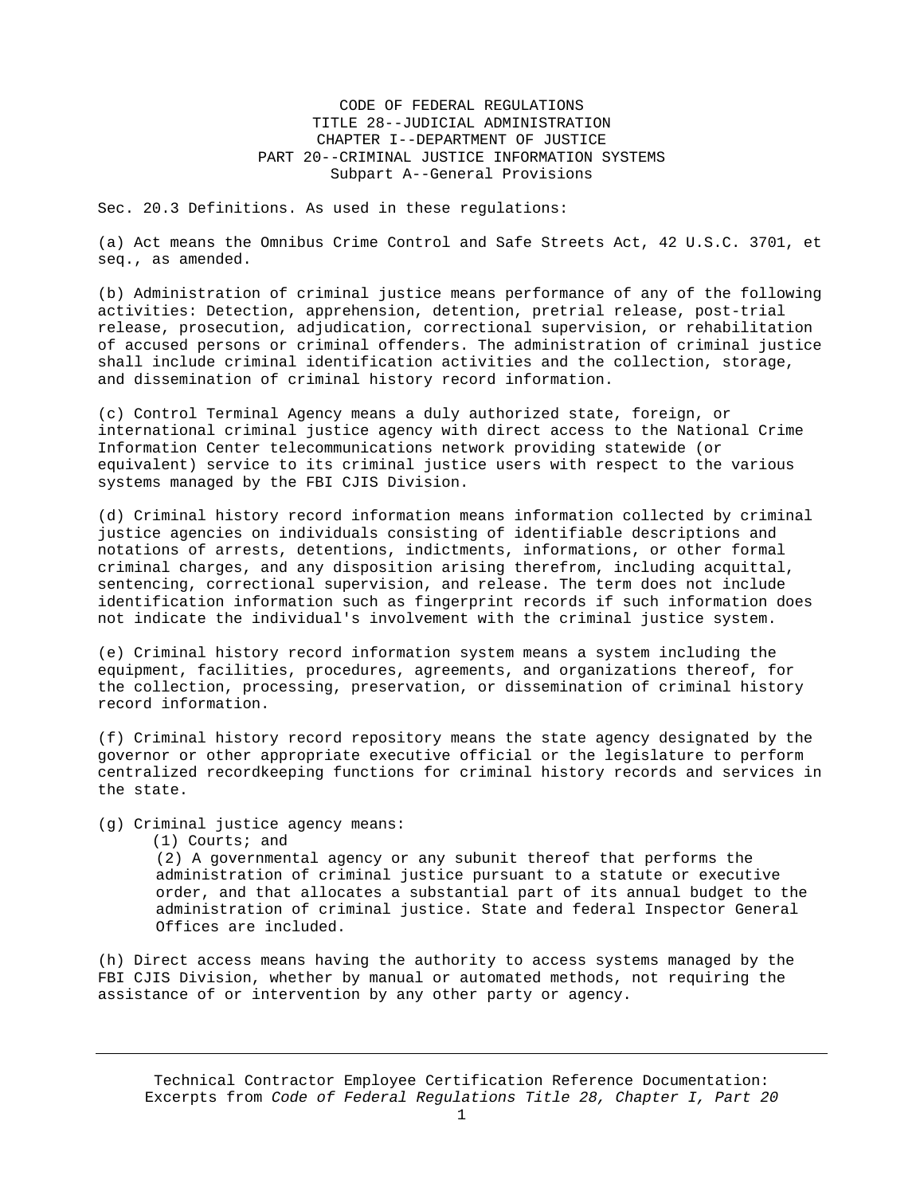# CODE OF FEDERAL REGULATIONS
## TITLE 28--JUDICIAL ADMINISTRATION
## CHAPTER I--DEPARTMENT OF JUSTICE
## PART 20--CRIMINAL JUSTICE INFORMATION SYSTEMS
### Subpart A--General Provisions

Sec. 20.3 Definitions. As used in these regulations:

(a) Act means the Omnibus Crime Control and Safe Streets Act, 42 U.S.C. 3701, et seq., as amended.

(b) Administration of criminal justice means performance of any of the following activities: Detection, apprehension, detention, pretrial release, post-trial release, prosecution, adjudication, correctional supervision, or rehabilitation of accused persons or criminal offenders. The administration of criminal justice shall include criminal identification activities and the collection, storage, and dissemination of criminal history record information.

(c) Control Terminal Agency means a duly authorized state, foreign, or international criminal justice agency with direct access to the National Crime Information Center telecommunications network providing statewide (or equivalent) service to its criminal justice users with respect to the various systems managed by the FBI CJIS Division.

(d) Criminal history record information means information collected by criminal justice agencies on individuals consisting of identifiable descriptions and notations of arrests, detentions, indictments, informations, or other formal criminal charges, and any disposition arising therefrom, including acquittal, sentencing, correctional supervision, and release. The term does not include identification information such as fingerprint records if such information does not indicate the individual's involvement with the criminal justice system.

(e) Criminal history record information system means a system including the equipment, facilities, procedures, agreements, and organizations thereof, for the collection, processing, preservation, or dissemination of criminal history record information.

(f) Criminal history record repository means the state agency designated by the governor or other appropriate executive official or the legislature to perform centralized recordkeeping functions for criminal history records and services in the state.

(g) Criminal justice agency means:

- (1) Courts; and
- (2) A governmental agency or any subunit thereof that performs the administration of criminal justice pursuant to a statute or executive order, and that allocates a substantial part of its annual budget to the administration of criminal justice. State and federal Inspector General Offices are included.

(h) Direct access means having the authority to access systems managed by the FBI CJIS Division, whether by manual or automated methods, not requiring the assistance of or intervention by any other party or agency.

Technical Contractor Employee Certification Reference Documentation: Excerpts from *Code of Federal Regulations Title 28, Chapter I, Part 20*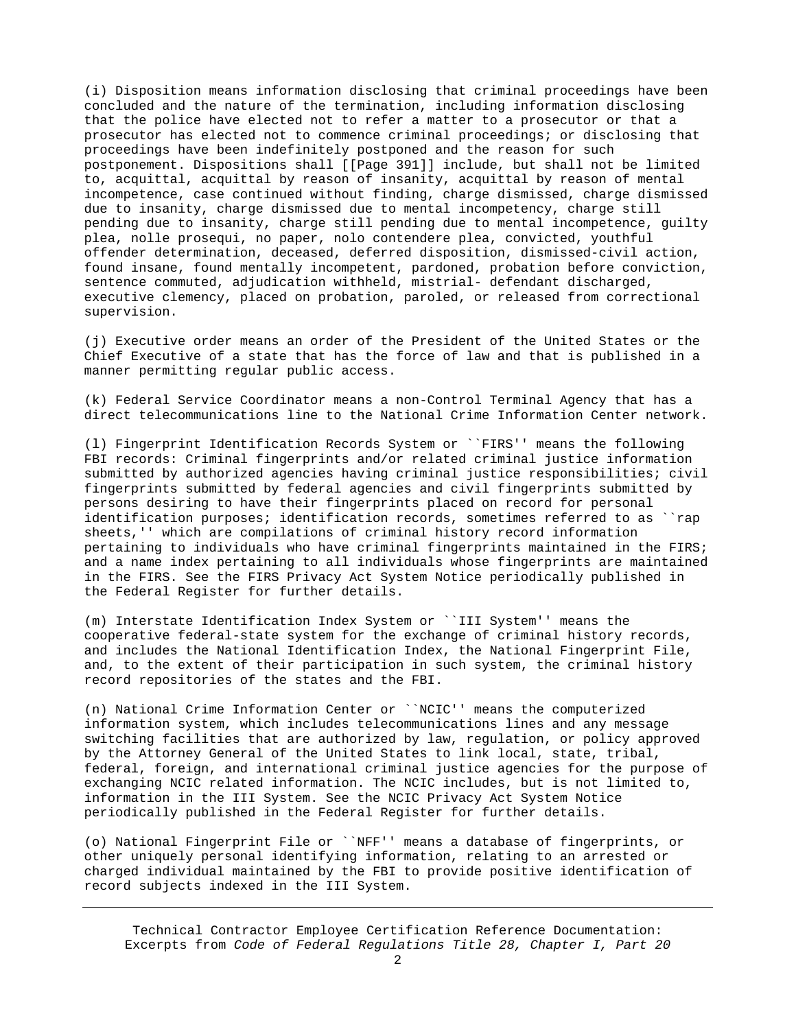(i) Disposition means information disclosing that criminal proceedings have been concluded and the nature of the termination, including information disclosing that the police have elected not to refer a matter to a prosecutor or that a prosecutor has elected not to commence criminal proceedings; or disclosing that proceedings have been indefinitely postponed and the reason for such postponement. Dispositions shall [[Page 391]] include, but shall not be limited to, acquittal, acquittal by reason of insanity, acquittal by reason of mental incompetence, case continued without finding, charge dismissed, charge dismissed due to insanity, charge dismissed due to mental incompetency, charge still pending due to insanity, charge still pending due to mental incompetence, guilty plea, nolle prosequi, no paper, nolo contendere plea, convicted, youthful offender determination, deceased, deferred disposition, dismissed-civil action, found insane, found mentally incompetent, pardoned, probation before conviction, sentence commuted, adjudication withheld, mistrial- defendant discharged, executive clemency, placed on probation, paroled, or released from correctional supervision.

(j) Executive order means an order of the President of the United States or the Chief Executive of a state that has the force of law and that is published in a manner permitting regular public access.

(k) Federal Service Coordinator means a non-Control Terminal Agency that has a direct telecommunications line to the National Crime Information Center network.

(l) Fingerprint Identification Records System or ``FIRS'' means the following FBI records: Criminal fingerprints and/or related criminal justice information submitted by authorized agencies having criminal justice responsibilities; civil fingerprints submitted by federal agencies and civil fingerprints submitted by persons desiring to have their fingerprints placed on record for personal identification purposes; identification records, sometimes referred to as ``rap sheets,'' which are compilations of criminal history record information pertaining to individuals who have criminal fingerprints maintained in the FIRS; and a name index pertaining to all individuals whose fingerprints are maintained in the FIRS. See the FIRS Privacy Act System Notice periodically published in the Federal Register for further details.

(m) Interstate Identification Index System or ``III System'' means the cooperative federal-state system for the exchange of criminal history records, and includes the National Identification Index, the National Fingerprint File, and, to the extent of their participation in such system, the criminal history record repositories of the states and the FBI.

(n) National Crime Information Center or ``NCIC'' means the computerized information system, which includes telecommunications lines and any message switching facilities that are authorized by law, regulation, or policy approved by the Attorney General of the United States to link local, state, tribal, federal, foreign, and international criminal justice agencies for the purpose of exchanging NCIC related information. The NCIC includes, but is not limited to, information in the III System. See the NCIC Privacy Act System Notice periodically published in the Federal Register for further details.

(o) National Fingerprint File or ``NFF'' means a database of fingerprints, or other uniquely personal identifying information, relating to an arrested or charged individual maintained by the FBI to provide positive identification of record subjects indexed in the III System.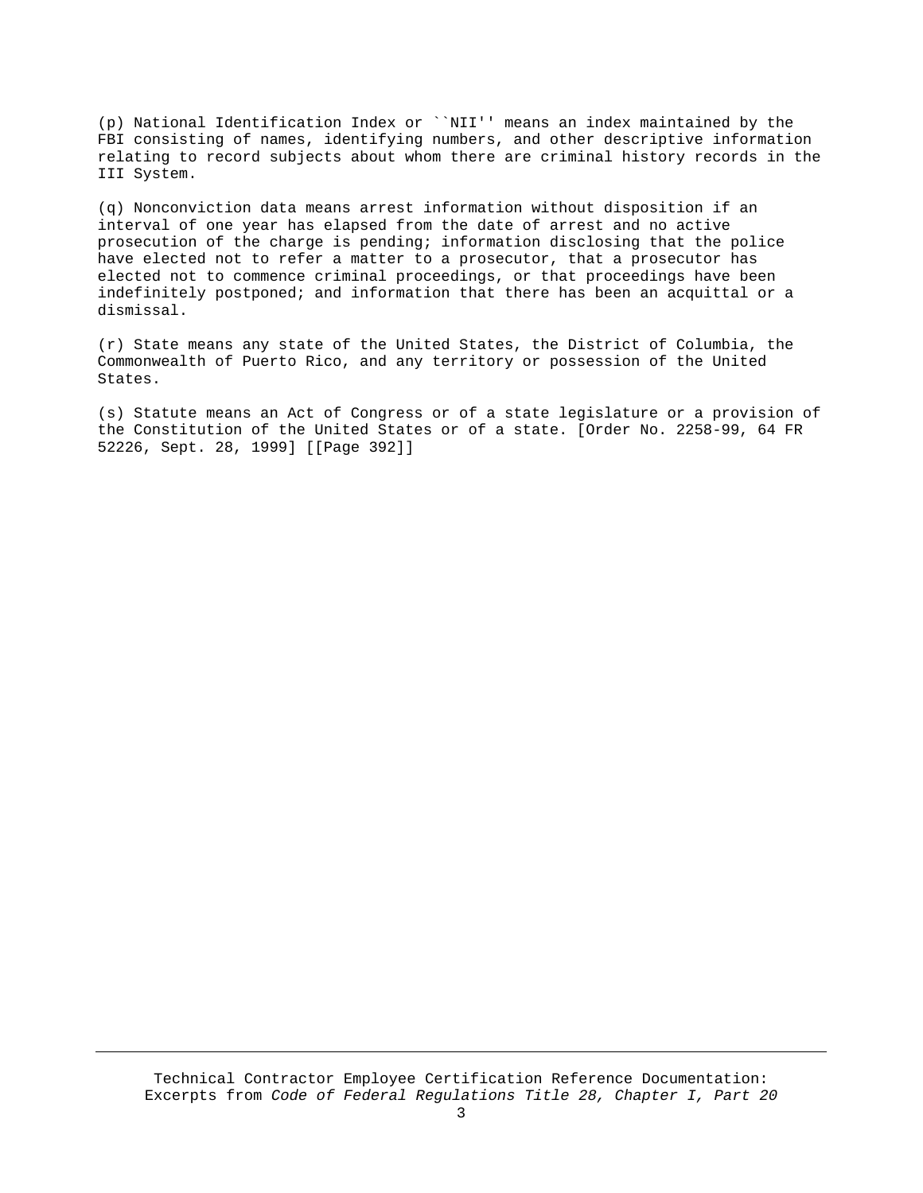(p) National Identification Index or ``NII'' means an index maintained by the FBI consisting of names, identifying numbers, and other descriptive information relating to record subjects about whom there are criminal history records in the III System.

(q) Nonconviction data means arrest information without disposition if an interval of one year has elapsed from the date of arrest and no active prosecution of the charge is pending; information disclosing that the police have elected not to refer a matter to a prosecutor, that a prosecutor has elected not to commence criminal proceedings, or that proceedings have been indefinitely postponed; and information that there has been an acquittal or a dismissal.

(r) State means any state of the United States, the District of Columbia, the Commonwealth of Puerto Rico, and any territory or possession of the United States.

(s) Statute means an Act of Congress or of a state legislature or a provision of the Constitution of the United States or of a state. [Order No. 2258-99, 64 FR 52226, Sept. 28, 1999] [[Page 392]]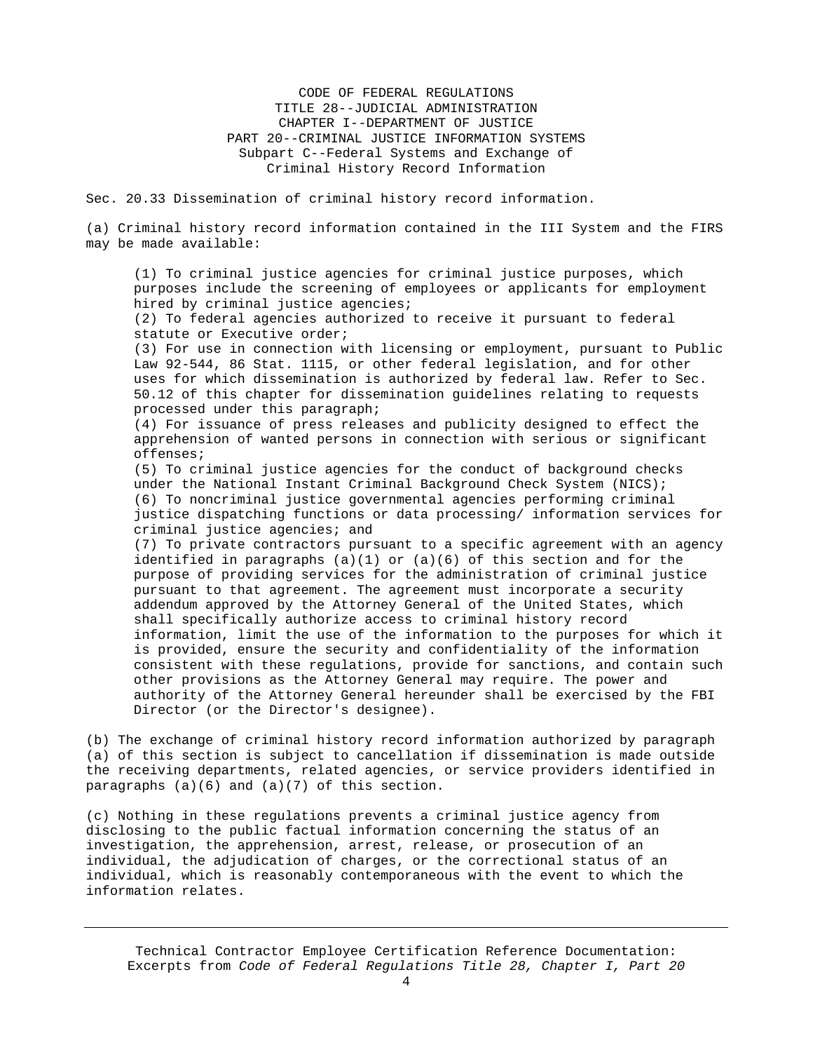CODE OF FEDERAL REGULATIONS
TITLE 28--JUDICIAL ADMINISTRATION
CHAPTER I--DEPARTMENT OF JUSTICE
PART 20--CRIMINAL JUSTICE INFORMATION SYSTEMS
Subpart C--Federal Systems and Exchange of Criminal History Record Information

Sec. 20.33 Dissemination of criminal history record information.

(a) Criminal history record information contained in the III System and the FIRS may be made available:

> (1) To criminal justice agencies for criminal justice purposes, which purposes include the screening of employees or applicants for employment hired by criminal justice agencies;
> (2) To federal agencies authorized to receive it pursuant to federal statute or Executive order;
> (3) For use in connection with licensing or employment, pursuant to Public Law 92-544, 86 Stat. 1115, or other federal legislation, and for other uses for which dissemination is authorized by federal law. Refer to Sec. 50.12 of this chapter for dissemination guidelines relating to requests processed under this paragraph;
> (4) For issuance of press releases and publicity designed to effect the apprehension of wanted persons in connection with serious or significant offenses;
> (5) To criminal justice agencies for the conduct of background checks under the National Instant Criminal Background Check System (NICS);
> (6) To noncriminal justice governmental agencies performing criminal justice dispatching functions or data processing/ information services for criminal justice agencies; and
> (7) To private contractors pursuant to a specific agreement with an agency identified in paragraphs (a)(1) or (a)(6) of this section and for the purpose of providing services for the administration of criminal justice pursuant to that agreement. The agreement must incorporate a security addendum approved by the Attorney General of the United States, which shall specifically authorize access to criminal history record information, limit the use of the information to the purposes for which it is provided, ensure the security and confidentiality of the information consistent with these regulations, provide for sanctions, and contain such other provisions as the Attorney General may require. The power and authority of the Attorney General hereunder shall be exercised by the FBI Director (or the Director's designee).

(b) The exchange of criminal history record information authorized by paragraph (a) of this section is subject to cancellation if dissemination is made outside the receiving departments, related agencies, or service providers identified in paragraphs (a)(6) and (a)(7) of this section.

(c) Nothing in these regulations prevents a criminal justice agency from disclosing to the public factual information concerning the status of an investigation, the apprehension, arrest, release, or prosecution of an individual, the adjudication of charges, or the correctional status of an individual, which is reasonably contemporaneous with the event to which the information relates.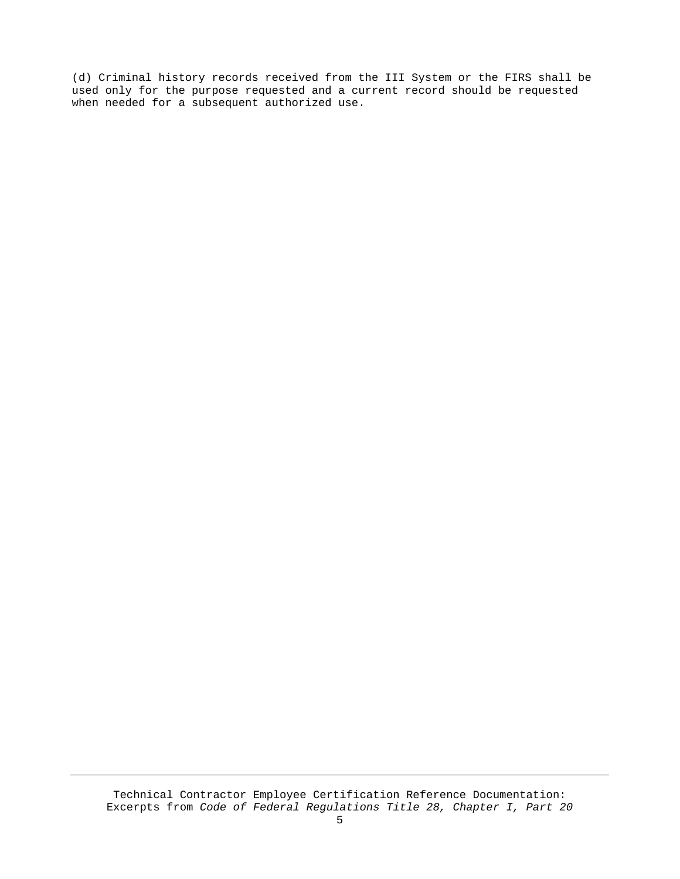(d) Criminal history records received from the III System or the FIRS shall be used only for the purpose requested and a current record should be requested when needed for a subsequent authorized use.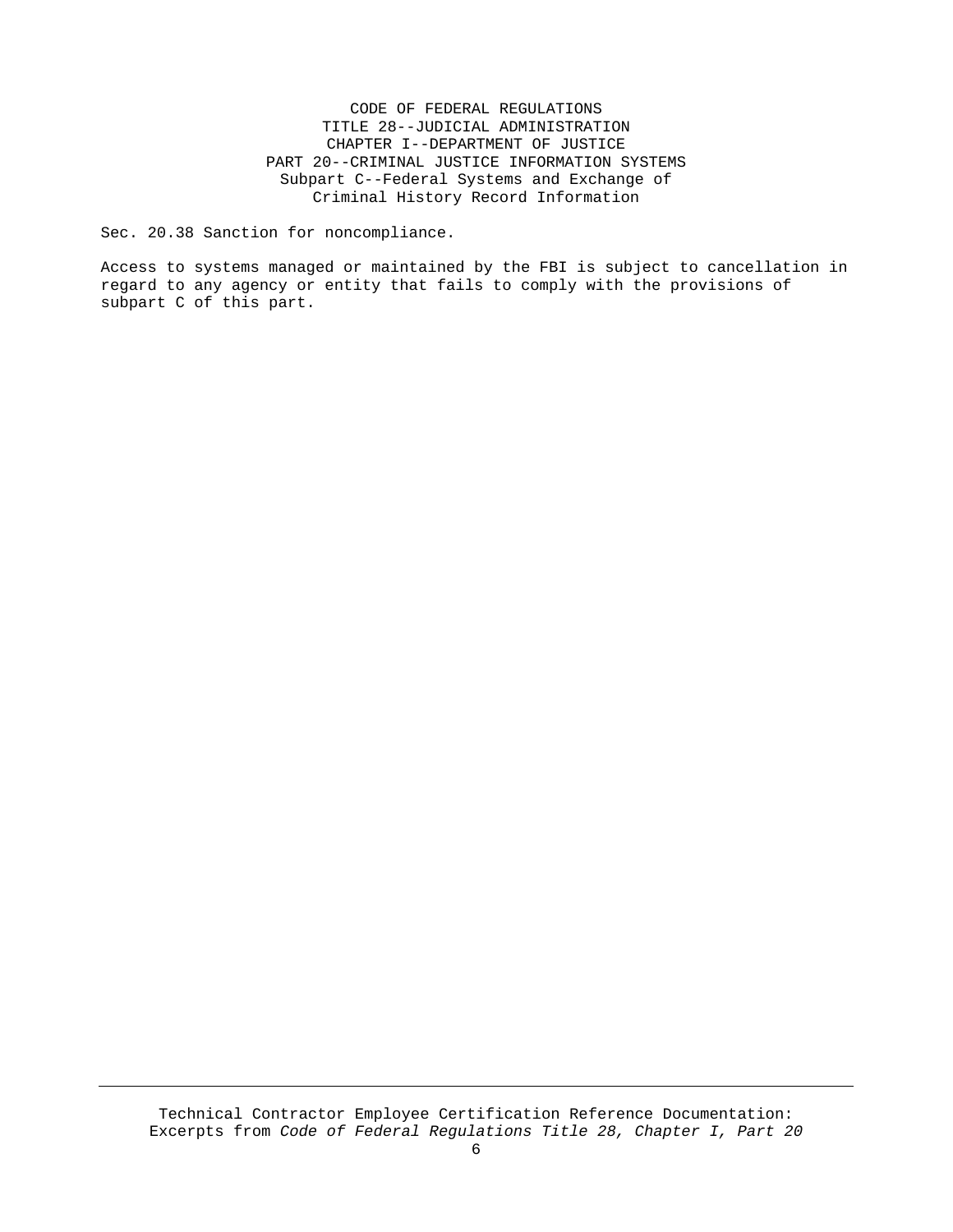CODE OF FEDERAL REGULATIONS
TITLE 28--JUDICIAL ADMINISTRATION
CHAPTER I--DEPARTMENT OF JUSTICE
PART 20--CRIMINAL JUSTICE INFORMATION SYSTEMS
Subpart C--Federal Systems and Exchange of Criminal History Record Information

Sec. 20.38 Sanction for noncompliance.

Access to systems managed or maintained by the FBI is subject to cancellation in regard to any agency or entity that fails to comply with the provisions of subpart C of this part.